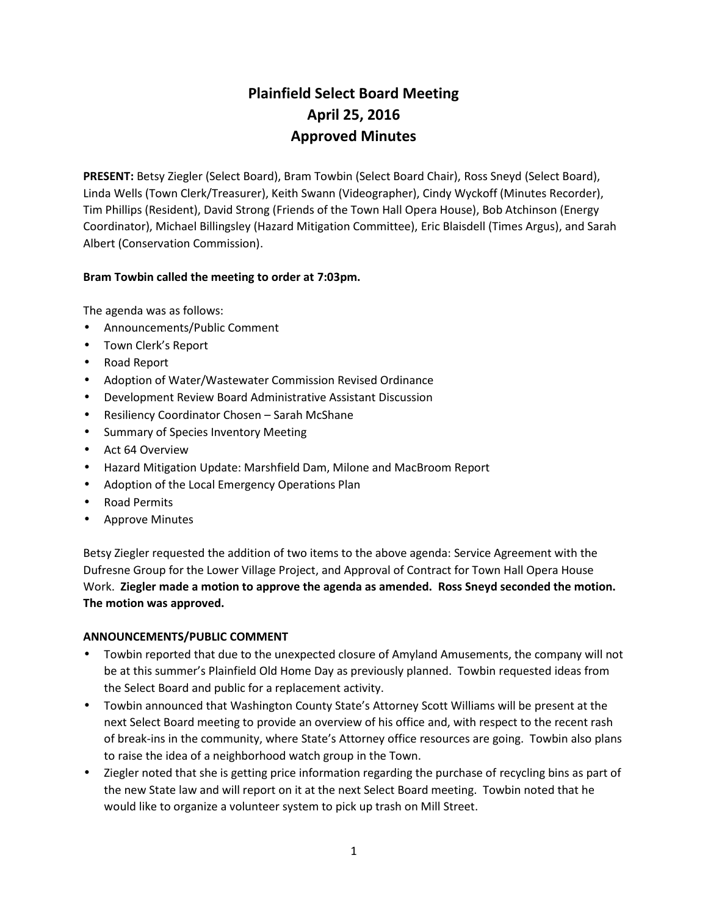# Plainfield Select Board Meeting
# April 25, 2016
# Approved Minutes

**PRESENT:** Betsy Ziegler (Select Board), Bram Towbin (Select Board Chair), Ross Sneyd (Select Board), Linda Wells (Town Clerk/Treasurer), Keith Swann (Videographer), Cindy Wyckoff (Minutes Recorder), Tim Phillips (Resident), David Strong (Friends of the Town Hall Opera House), Bob Atchinson (Energy Coordinator), Michael Billingsley (Hazard Mitigation Committee), Eric Blaisdell (Times Argus), and Sarah Albert (Conservation Commission).

**Bram Towbin called the meeting to order at 7:03pm.**

The agenda was as follows:

- Announcements/Public Comment
- Town Clerk's Report
- Road Report
- Adoption of Water/Wastewater Commission Revised Ordinance
- Development Review Board Administrative Assistant Discussion
- Resiliency Coordinator Chosen – Sarah McShane
- Summary of Species Inventory Meeting
- Act 64 Overview
- Hazard Mitigation Update: Marshfield Dam, Milone and MacBroom Report
- Adoption of the Local Emergency Operations Plan
- Road Permits
- Approve Minutes

Betsy Ziegler requested the addition of two items to the above agenda: Service Agreement with the Dufresne Group for the Lower Village Project, and Approval of Contract for Town Hall Opera House Work. **Ziegler made a motion to approve the agenda as amended. Ross Sneyd seconded the motion. The motion was approved.**

**ANNOUNCEMENTS/PUBLIC COMMENT**

- Towbin reported that due to the unexpected closure of Amyland Amusements, the company will not be at this summer's Plainfield Old Home Day as previously planned. Towbin requested ideas from the Select Board and public for a replacement activity.
- Towbin announced that Washington County State's Attorney Scott Williams will be present at the next Select Board meeting to provide an overview of his office and, with respect to the recent rash of break-ins in the community, where State's Attorney office resources are going. Towbin also plans to raise the idea of a neighborhood watch group in the Town.
- Ziegler noted that she is getting price information regarding the purchase of recycling bins as part of the new State law and will report on it at the next Select Board meeting. Towbin noted that he would like to organize a volunteer system to pick up trash on Mill Street.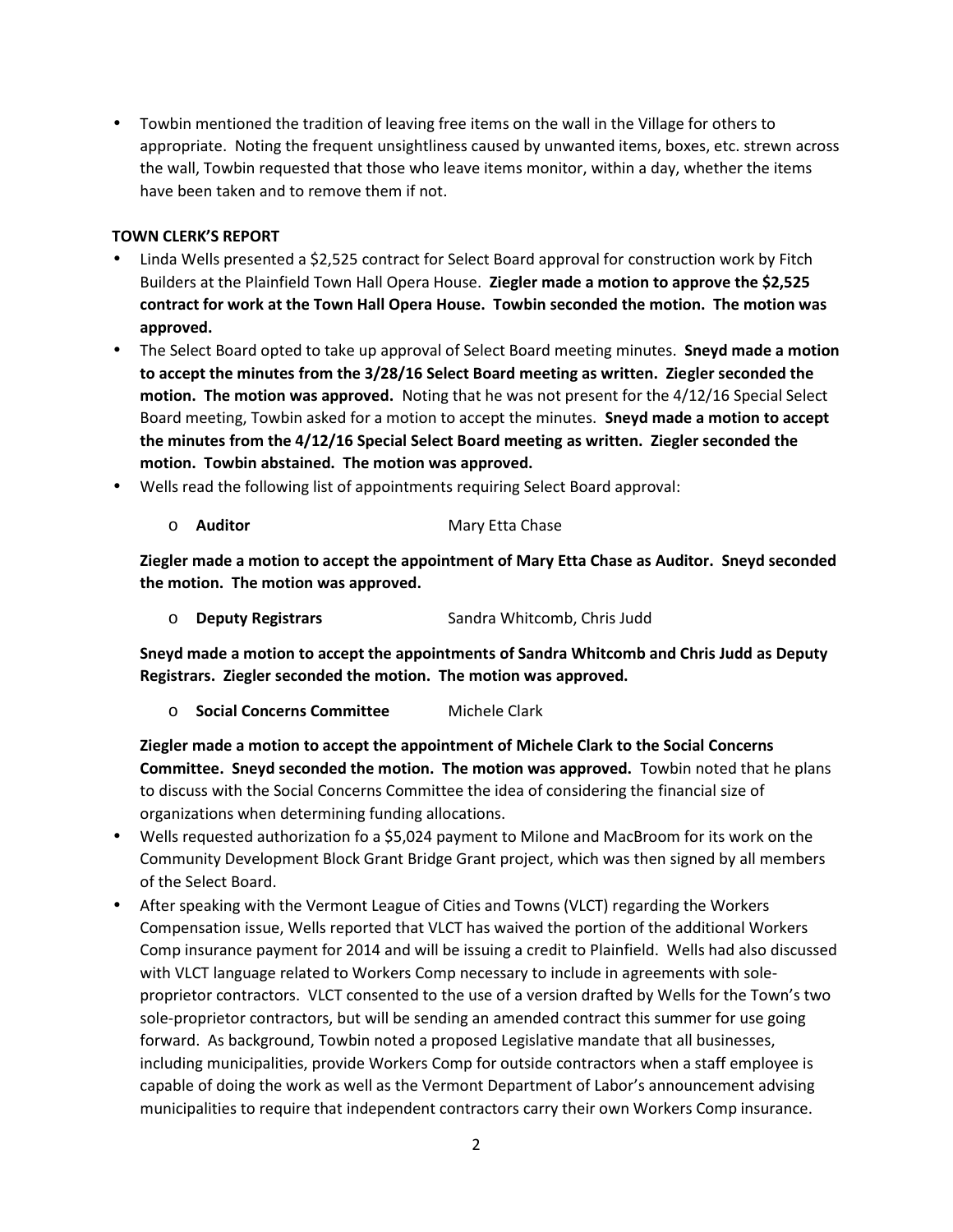- Towbin mentioned the tradition of leaving free items on the wall in the Village for others to appropriate. Noting the frequent unsightliness caused by unwanted items, boxes, etc. strewn across the wall, Towbin requested that those who leave items monitor, within a day, whether the items have been taken and to remove them if not.

**TOWN CLERK'S REPORT**

- Linda Wells presented a $2,525 contract for Select Board approval for construction work by Fitch Builders at the Plainfield Town Hall Opera House. **Ziegler made a motion to approve the $2,525 contract for work at the Town Hall Opera House. Towbin seconded the motion. The motion was approved.**
- The Select Board opted to take up approval of Select Board meeting minutes. **Sneyd made a motion to accept the minutes from the 3/28/16 Select Board meeting as written. Ziegler seconded the motion. The motion was approved.** Noting that he was not present for the 4/12/16 Special Select Board meeting, Towbin asked for a motion to accept the minutes. **Sneyd made a motion to accept the minutes from the 4/12/16 Special Select Board meeting as written. Ziegler seconded the motion. Towbin abstained. The motion was approved.**
- Wells read the following list of appointments requiring Select Board approval:
  - **Auditor** Mary Etta Chase

  **Ziegler made a motion to accept the appointment of Mary Etta Chase as Auditor. Sneyd seconded the motion. The motion was approved.**

  - **Deputy Registrars** Sandra Whitcomb, Chris Judd

  **Sneyd made a motion to accept the appointments of Sandra Whitcomb and Chris Judd as Deputy Registrars. Ziegler seconded the motion. The motion was approved.**

  - **Social Concerns Committee** Michele Clark

  **Ziegler made a motion to accept the appointment of Michele Clark to the Social Concerns Committee. Sneyd seconded the motion. The motion was approved.** Towbin noted that he plans to discuss with the Social Concerns Committee the idea of considering the financial size of organizations when determining funding allocations.
- Wells requested authorization fo a $5,024 payment to Milone and MacBroom for its work on the Community Development Block Grant Bridge Grant project, which was then signed by all members of the Select Board.
- After speaking with the Vermont League of Cities and Towns (VLCT) regarding the Workers Compensation issue, Wells reported that VLCT has waived the portion of the additional Workers Comp insurance payment for 2014 and will be issuing a credit to Plainfield. Wells had also discussed with VLCT language related to Workers Comp necessary to include in agreements with sole-proprietor contractors. VLCT consented to the use of a version drafted by Wells for the Town's two sole-proprietor contractors, but will be sending an amended contract this summer for use going forward. As background, Towbin noted a proposed Legislative mandate that all businesses, including municipalities, provide Workers Comp for outside contractors when a staff employee is capable of doing the work as well as the Vermont Department of Labor's announcement advising municipalities to require that independent contractors carry their own Workers Comp insurance.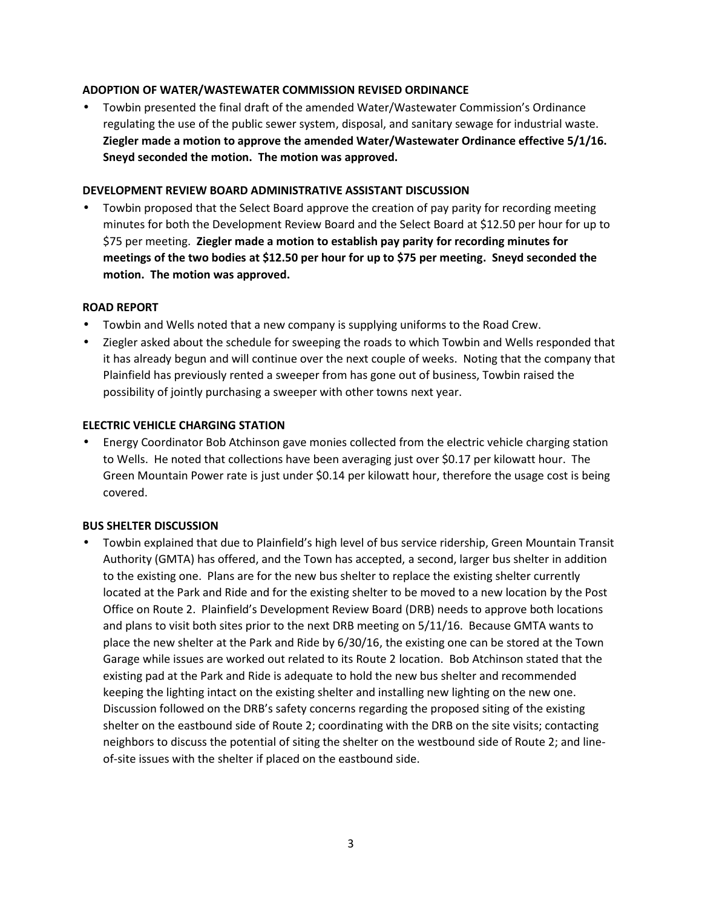**ADOPTION OF WATER/WASTEWATER COMMISSION REVISED ORDINANCE**

- Towbin presented the final draft of the amended Water/Wastewater Commission's Ordinance regulating the use of the public sewer system, disposal, and sanitary sewage for industrial waste. **Ziegler made a motion to approve the amended Water/Wastewater Ordinance effective 5/1/16. Sneyd seconded the motion. The motion was approved.**

**DEVELOPMENT REVIEW BOARD ADMINISTRATIVE ASSISTANT DISCUSSION**

- Towbin proposed that the Select Board approve the creation of pay parity for recording meeting minutes for both the Development Review Board and the Select Board at $12.50 per hour for up to $75 per meeting. **Ziegler made a motion to establish pay parity for recording minutes for meetings of the two bodies at $12.50 per hour for up to $75 per meeting. Sneyd seconded the motion. The motion was approved.**

**ROAD REPORT**

- Towbin and Wells noted that a new company is supplying uniforms to the Road Crew.
- Ziegler asked about the schedule for sweeping the roads to which Towbin and Wells responded that it has already begun and will continue over the next couple of weeks. Noting that the company that Plainfield has previously rented a sweeper from has gone out of business, Towbin raised the possibility of jointly purchasing a sweeper with other towns next year.

**ELECTRIC VEHICLE CHARGING STATION**

- Energy Coordinator Bob Atchinson gave monies collected from the electric vehicle charging station to Wells. He noted that collections have been averaging just over $0.17 per kilowatt hour. The Green Mountain Power rate is just under $0.14 per kilowatt hour, therefore the usage cost is being covered.

**BUS SHELTER DISCUSSION**

- Towbin explained that due to Plainfield's high level of bus service ridership, Green Mountain Transit Authority (GMTA) has offered, and the Town has accepted, a second, larger bus shelter in addition to the existing one. Plans are for the new bus shelter to replace the existing shelter currently located at the Park and Ride and for the existing shelter to be moved to a new location by the Post Office on Route 2. Plainfield's Development Review Board (DRB) needs to approve both locations and plans to visit both sites prior to the next DRB meeting on 5/11/16. Because GMTA wants to place the new shelter at the Park and Ride by 6/30/16, the existing one can be stored at the Town Garage while issues are worked out related to its Route 2 location. Bob Atchinson stated that the existing pad at the Park and Ride is adequate to hold the new bus shelter and recommended keeping the lighting intact on the existing shelter and installing new lighting on the new one. Discussion followed on the DRB's safety concerns regarding the proposed siting of the existing shelter on the eastbound side of Route 2; coordinating with the DRB on the site visits; contacting neighbors to discuss the potential of siting the shelter on the westbound side of Route 2; and line-of-site issues with the shelter if placed on the eastbound side.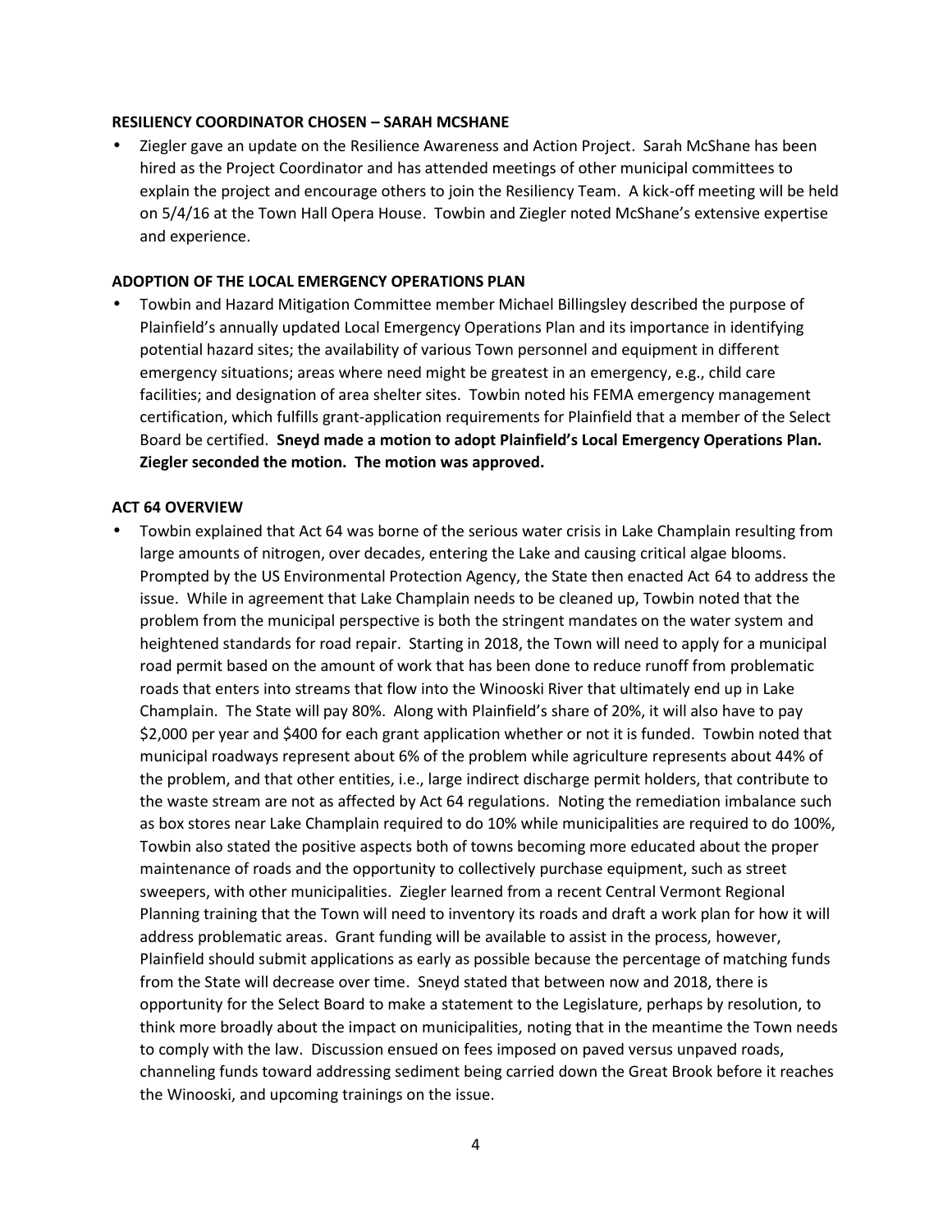**RESILIENCY COORDINATOR CHOSEN – SARAH MCSHANE**

- Ziegler gave an update on the Resilience Awareness and Action Project. Sarah McShane has been hired as the Project Coordinator and has attended meetings of other municipal committees to explain the project and encourage others to join the Resiliency Team. A kick-off meeting will be held on 5/4/16 at the Town Hall Opera House. Towbin and Ziegler noted McShane's extensive expertise and experience.

**ADOPTION OF THE LOCAL EMERGENCY OPERATIONS PLAN**

- Towbin and Hazard Mitigation Committee member Michael Billingsley described the purpose of Plainfield's annually updated Local Emergency Operations Plan and its importance in identifying potential hazard sites; the availability of various Town personnel and equipment in different emergency situations; areas where need might be greatest in an emergency, e.g., child care facilities; and designation of area shelter sites. Towbin noted his FEMA emergency management certification, which fulfills grant-application requirements for Plainfield that a member of the Select Board be certified. **Sneyd made a motion to adopt Plainfield's Local Emergency Operations Plan. Ziegler seconded the motion. The motion was approved.**

**ACT 64 OVERVIEW**

- Towbin explained that Act 64 was borne of the serious water crisis in Lake Champlain resulting from large amounts of nitrogen, over decades, entering the Lake and causing critical algae blooms. Prompted by the US Environmental Protection Agency, the State then enacted Act 64 to address the issue. While in agreement that Lake Champlain needs to be cleaned up, Towbin noted that the problem from the municipal perspective is both the stringent mandates on the water system and heightened standards for road repair. Starting in 2018, the Town will need to apply for a municipal road permit based on the amount of work that has been done to reduce runoff from problematic roads that enters into streams that flow into the Winooski River that ultimately end up in Lake Champlain. The State will pay 80%. Along with Plainfield's share of 20%, it will also have to pay $2,000 per year and $400 for each grant application whether or not it is funded. Towbin noted that municipal roadways represent about 6% of the problem while agriculture represents about 44% of the problem, and that other entities, i.e., large indirect discharge permit holders, that contribute to the waste stream are not as affected by Act 64 regulations. Noting the remediation imbalance such as box stores near Lake Champlain required to do 10% while municipalities are required to do 100%, Towbin also stated the positive aspects both of towns becoming more educated about the proper maintenance of roads and the opportunity to collectively purchase equipment, such as street sweepers, with other municipalities. Ziegler learned from a recent Central Vermont Regional Planning training that the Town will need to inventory its roads and draft a work plan for how it will address problematic areas. Grant funding will be available to assist in the process, however, Plainfield should submit applications as early as possible because the percentage of matching funds from the State will decrease over time. Sneyd stated that between now and 2018, there is opportunity for the Select Board to make a statement to the Legislature, perhaps by resolution, to think more broadly about the impact on municipalities, noting that in the meantime the Town needs to comply with the law. Discussion ensued on fees imposed on paved versus unpaved roads, channeling funds toward addressing sediment being carried down the Great Brook before it reaches the Winooski, and upcoming trainings on the issue.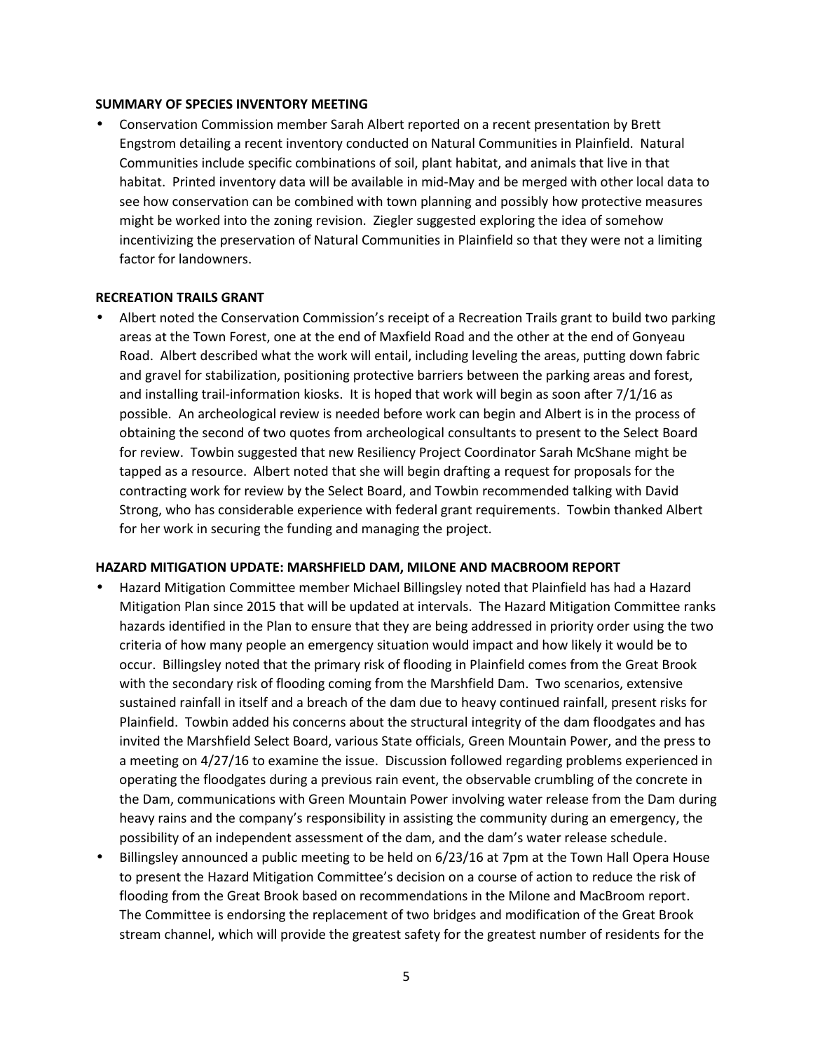**SUMMARY OF SPECIES INVENTORY MEETING**

- Conservation Commission member Sarah Albert reported on a recent presentation by Brett Engstrom detailing a recent inventory conducted on Natural Communities in Plainfield. Natural Communities include specific combinations of soil, plant habitat, and animals that live in that habitat. Printed inventory data will be available in mid-May and be merged with other local data to see how conservation can be combined with town planning and possibly how protective measures might be worked into the zoning revision. Ziegler suggested exploring the idea of somehow incentivizing the preservation of Natural Communities in Plainfield so that they were not a limiting factor for landowners.

**RECREATION TRAILS GRANT**

- Albert noted the Conservation Commission's receipt of a Recreation Trails grant to build two parking areas at the Town Forest, one at the end of Maxfield Road and the other at the end of Gonyeau Road. Albert described what the work will entail, including leveling the areas, putting down fabric and gravel for stabilization, positioning protective barriers between the parking areas and forest, and installing trail-information kiosks. It is hoped that work will begin as soon after 7/1/16 as possible. An archeological review is needed before work can begin and Albert is in the process of obtaining the second of two quotes from archeological consultants to present to the Select Board for review. Towbin suggested that new Resiliency Project Coordinator Sarah McShane might be tapped as a resource. Albert noted that she will begin drafting a request for proposals for the contracting work for review by the Select Board, and Towbin recommended talking with David Strong, who has considerable experience with federal grant requirements. Towbin thanked Albert for her work in securing the funding and managing the project.

**HAZARD MITIGATION UPDATE: MARSHFIELD DAM, MILONE AND MACBROOM REPORT**

- Hazard Mitigation Committee member Michael Billingsley noted that Plainfield has had a Hazard Mitigation Plan since 2015 that will be updated at intervals. The Hazard Mitigation Committee ranks hazards identified in the Plan to ensure that they are being addressed in priority order using the two criteria of how many people an emergency situation would impact and how likely it would be to occur. Billingsley noted that the primary risk of flooding in Plainfield comes from the Great Brook with the secondary risk of flooding coming from the Marshfield Dam. Two scenarios, extensive sustained rainfall in itself and a breach of the dam due to heavy continued rainfall, present risks for Plainfield. Towbin added his concerns about the structural integrity of the dam floodgates and has invited the Marshfield Select Board, various State officials, Green Mountain Power, and the press to a meeting on 4/27/16 to examine the issue. Discussion followed regarding problems experienced in operating the floodgates during a previous rain event, the observable crumbling of the concrete in the Dam, communications with Green Mountain Power involving water release from the Dam during heavy rains and the company's responsibility in assisting the community during an emergency, the possibility of an independent assessment of the dam, and the dam's water release schedule.
- Billingsley announced a public meeting to be held on 6/23/16 at 7pm at the Town Hall Opera House to present the Hazard Mitigation Committee's decision on a course of action to reduce the risk of flooding from the Great Brook based on recommendations in the Milone and MacBroom report. The Committee is endorsing the replacement of two bridges and modification of the Great Brook stream channel, which will provide the greatest safety for the greatest number of residents for the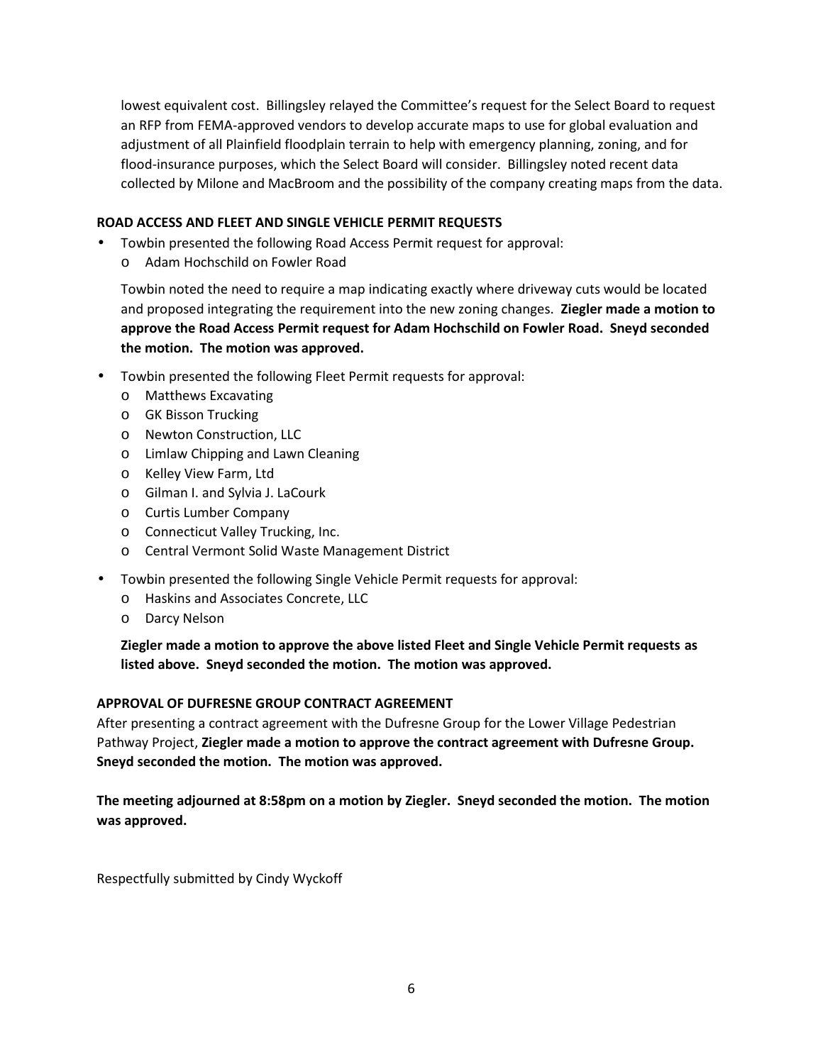lowest equivalent cost. Billingsley relayed the Committee's request for the Select Board to request an RFP from FEMA-approved vendors to develop accurate maps to use for global evaluation and adjustment of all Plainfield floodplain terrain to help with emergency planning, zoning, and for flood-insurance purposes, which the Select Board will consider. Billingsley noted recent data collected by Milone and MacBroom and the possibility of the company creating maps from the data.

**ROAD ACCESS AND FLEET AND SINGLE VEHICLE PERMIT REQUESTS**

- Towbin presented the following Road Access Permit request for approval:
  - Adam Hochschild on Fowler Road

  Towbin noted the need to require a map indicating exactly where driveway cuts would be located and proposed integrating the requirement into the new zoning changes. **Ziegler made a motion to approve the Road Access Permit request for Adam Hochschild on Fowler Road. Sneyd seconded the motion. The motion was approved.**

- Towbin presented the following Fleet Permit requests for approval:
  - Matthews Excavating
  - GK Bisson Trucking
  - Newton Construction, LLC
  - Limlaw Chipping and Lawn Cleaning
  - Kelley View Farm, Ltd
  - Gilman I. and Sylvia J. LaCourk
  - Curtis Lumber Company
  - Connecticut Valley Trucking, Inc.
  - Central Vermont Solid Waste Management District
- Towbin presented the following Single Vehicle Permit requests for approval:
  - Haskins and Associates Concrete, LLC
  - Darcy Nelson

  **Ziegler made a motion to approve the above listed Fleet and Single Vehicle Permit requests as listed above. Sneyd seconded the motion. The motion was approved.**

**APPROVAL OF DUFRESNE GROUP CONTRACT AGREEMENT**

After presenting a contract agreement with the Dufresne Group for the Lower Village Pedestrian Pathway Project, **Ziegler made a motion to approve the contract agreement with Dufresne Group. Sneyd seconded the motion. The motion was approved.**

**The meeting adjourned at 8:58pm on a motion by Ziegler. Sneyd seconded the motion. The motion was approved.**

Respectfully submitted by Cindy Wyckoff